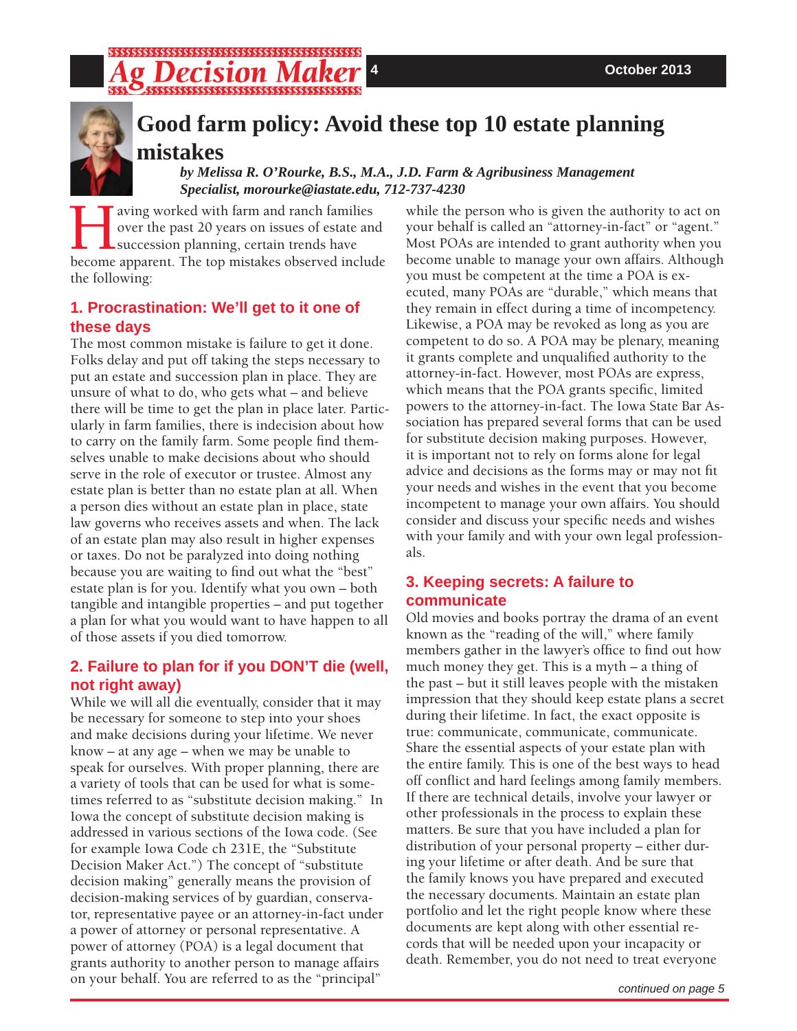# Good farm policy: Avoid these top 10 estate planning mistakes

***by Melissa R. O'Rourke, B.S., M.A., J.D. Farm & Agribusiness Management Specialist, morourke@iastate.edu, 712-737-4230***

Having worked with farm and ranch families over the past 20 years on issues of estate and succession planning, certain trends have become apparent. The top mistakes observed include the following:

## 1. Procrastination: We'll get to it one of these days

The most common mistake is failure to get it done. Folks delay and put off taking the steps necessary to put an estate and succession plan in place. They are unsure of what to do, who gets what – and believe there will be time to get the plan in place later. Particularly in farm families, there is indecision about how to carry on the family farm. Some people find themselves unable to make decisions about who should serve in the role of executor or trustee. Almost any estate plan is better than no estate plan at all. When a person dies without an estate plan in place, state law governs who receives assets and when. The lack of an estate plan may also result in higher expenses or taxes. Do not be paralyzed into doing nothing because you are waiting to find out what the "best" estate plan is for you. Identify what you own – both tangible and intangible properties – and put together a plan for what you would want to have happen to all of those assets if you died tomorrow.

## 2. Failure to plan for if you DON'T die (well, not right away)

While we will all die eventually, consider that it may be necessary for someone to step into your shoes and make decisions during your lifetime. We never know – at any age – when we may be unable to speak for ourselves. With proper planning, there are a variety of tools that can be used for what is sometimes referred to as "substitute decision making." In Iowa the concept of substitute decision making is addressed in various sections of the Iowa code. (See for example Iowa Code ch 231E, the "Substitute Decision Maker Act.") The concept of "substitute decision making" generally means the provision of decision-making services of by guardian, conservator, representative payee or an attorney-in-fact under a power of attorney or personal representative. A power of attorney (POA) is a legal document that grants authority to another person to manage affairs on your behalf. You are referred to as the "principal" while the person who is given the authority to act on your behalf is called an "attorney-in-fact" or "agent." Most POAs are intended to grant authority when you become unable to manage your own affairs. Although you must be competent at the time a POA is executed, many POAs are "durable," which means that they remain in effect during a time of incompetency. Likewise, a POA may be revoked as long as you are competent to do so. A POA may be plenary, meaning it grants complete and unqualified authority to the attorney-in-fact. However, most POAs are express, which means that the POA grants specific, limited powers to the attorney-in-fact. The Iowa State Bar Association has prepared several forms that can be used for substitute decision making purposes. However, it is important not to rely on forms alone for legal advice and decisions as the forms may or may not fit your needs and wishes in the event that you become incompetent to manage your own affairs. You should consider and discuss your specific needs and wishes with your family and with your own legal professionals.

## 3. Keeping secrets: A failure to communicate

Old movies and books portray the drama of an event known as the "reading of the will," where family members gather in the lawyer's office to find out how much money they get. This is a myth – a thing of the past – but it still leaves people with the mistaken impression that they should keep estate plans a secret during their lifetime. In fact, the exact opposite is true: communicate, communicate, communicate. Share the essential aspects of your estate plan with the entire family. This is one of the best ways to head off conflict and hard feelings among family members. If there are technical details, involve your lawyer or other professionals in the process to explain these matters. Be sure that you have included a plan for distribution of your personal property – either during your lifetime or after death. And be sure that the family knows you have prepared and executed the necessary documents. Maintain an estate plan portfolio and let the right people know where these documents are kept along with other essential records that will be needed upon your incapacity or death. Remember, you do not need to treat everyone

*continued on page 5*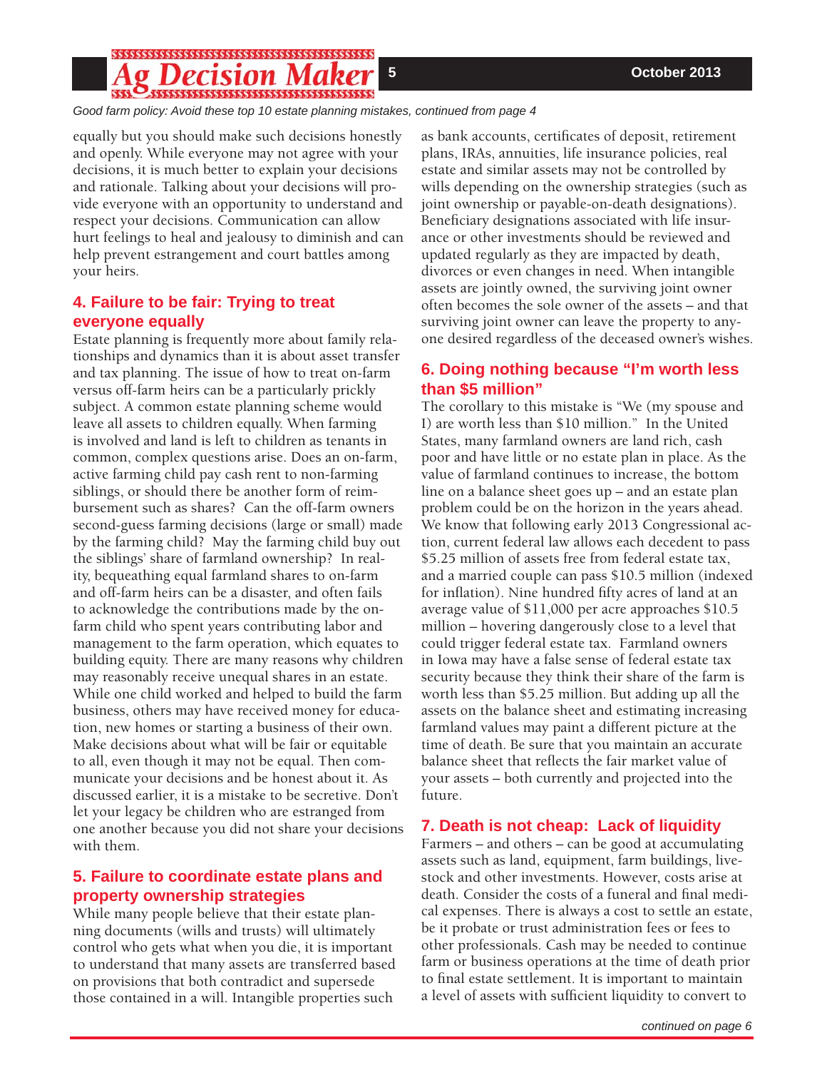*Good farm policy: Avoid these top 10 estate planning mistakes, continued from page 4*

equally but you should make such decisions honestly and openly. While everyone may not agree with your decisions, it is much better to explain your decisions and rationale. Talking about your decisions will provide everyone with an opportunity to understand and respect your decisions. Communication can allow hurt feelings to heal and jealousy to diminish and can help prevent estrangement and court battles among your heirs.

### 4. Failure to be fair: Trying to treat everyone equally

Estate planning is frequently more about family relationships and dynamics than it is about asset transfer and tax planning. The issue of how to treat on-farm versus off-farm heirs can be a particularly prickly subject. A common estate planning scheme would leave all assets to children equally. When farming is involved and land is left to children as tenants in common, complex questions arise. Does an on-farm, active farming child pay cash rent to non-farming siblings, or should there be another form of reimbursement such as shares? Can the off-farm owners second-guess farming decisions (large or small) made by the farming child? May the farming child buy out the siblings' share of farmland ownership? In reality, bequeathing equal farmland shares to on-farm and off-farm heirs can be a disaster, and often fails to acknowledge the contributions made by the on-farm child who spent years contributing labor and management to the farm operation, which equates to building equity. There are many reasons why children may reasonably receive unequal shares in an estate. While one child worked and helped to build the farm business, others may have received money for education, new homes or starting a business of their own. Make decisions about what will be fair or equitable to all, even though it may not be equal. Then communicate your decisions and be honest about it. As discussed earlier, it is a mistake to be secretive. Don't let your legacy be children who are estranged from one another because you did not share your decisions with them.

### 5. Failure to coordinate estate plans and property ownership strategies

While many people believe that their estate planning documents (wills and trusts) will ultimately control who gets what when you die, it is important to understand that many assets are transferred based on provisions that both contradict and supersede those contained in a will. Intangible properties such as bank accounts, certificates of deposit, retirement plans, IRAs, annuities, life insurance policies, real estate and similar assets may not be controlled by wills depending on the ownership strategies (such as joint ownership or payable-on-death designations). Beneficiary designations associated with life insurance or other investments should be reviewed and updated regularly as they are impacted by death, divorces or even changes in need. When intangible assets are jointly owned, the surviving joint owner often becomes the sole owner of the assets – and that surviving joint owner can leave the property to anyone desired regardless of the deceased owner's wishes.

### 6. Doing nothing because "I'm worth less than $5 million"

The corollary to this mistake is "We (my spouse and I) are worth less than $10 million." In the United States, many farmland owners are land rich, cash poor and have little or no estate plan in place. As the value of farmland continues to increase, the bottom line on a balance sheet goes up – and an estate plan problem could be on the horizon in the years ahead. We know that following early 2013 Congressional action, current federal law allows each decedent to pass $5.25 million of assets free from federal estate tax, and a married couple can pass $10.5 million (indexed for inflation). Nine hundred fifty acres of land at an average value of $11,000 per acre approaches $10.5 million – hovering dangerously close to a level that could trigger federal estate tax. Farmland owners in Iowa may have a false sense of federal estate tax security because they think their share of the farm is worth less than $5.25 million. But adding up all the assets on the balance sheet and estimating increasing farmland values may paint a different picture at the time of death. Be sure that you maintain an accurate balance sheet that reflects the fair market value of your assets – both currently and projected into the future.

### 7. Death is not cheap: Lack of liquidity

Farmers – and others – can be good at accumulating assets such as land, equipment, farm buildings, livestock and other investments. However, costs arise at death. Consider the costs of a funeral and final medical expenses. There is always a cost to settle an estate, be it probate or trust administration fees or fees to other professionals. Cash may be needed to continue farm or business operations at the time of death prior to final estate settlement. It is important to maintain a level of assets with sufficient liquidity to convert to

*continued on page 6*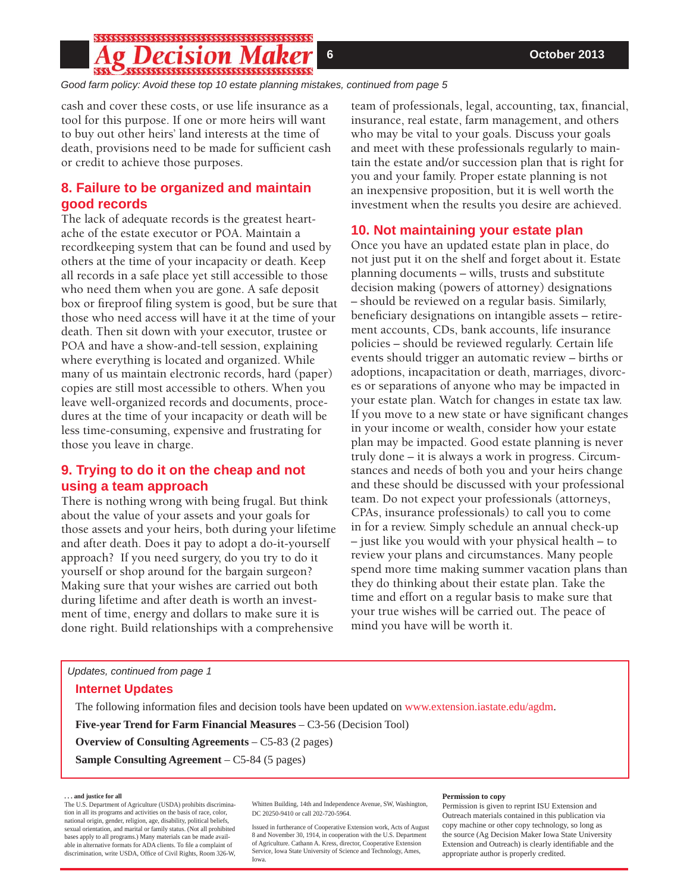*Good farm policy: Avoid these top 10 estate planning mistakes, continued from page 5*

cash and cover these costs, or use life insurance as a tool for this purpose. If one or more heirs will want to buy out other heirs' land interests at the time of death, provisions need to be made for sufficient cash or credit to achieve those purposes.

## 8. Failure to be organized and maintain good records

The lack of adequate records is the greatest heartache of the estate executor or POA. Maintain a recordkeeping system that can be found and used by others at the time of your incapacity or death. Keep all records in a safe place yet still accessible to those who need them when you are gone. A safe deposit box or fireproof filing system is good, but be sure that those who need access will have it at the time of your death. Then sit down with your executor, trustee or POA and have a show-and-tell session, explaining where everything is located and organized. While many of us maintain electronic records, hard (paper) copies are still most accessible to others. When you leave well-organized records and documents, procedures at the time of your incapacity or death will be less time-consuming, expensive and frustrating for those you leave in charge.

## 9. Trying to do it on the cheap and not using a team approach

There is nothing wrong with being frugal. But think about the value of your assets and your goals for those assets and your heirs, both during your lifetime and after death. Does it pay to adopt a do-it-yourself approach? If you need surgery, do you try to do it yourself or shop around for the bargain surgeon? Making sure that your wishes are carried out both during lifetime and after death is worth an investment of time, energy and dollars to make sure it is done right. Build relationships with a comprehensive team of professionals, legal, accounting, tax, financial, insurance, real estate, farm management, and others who may be vital to your goals. Discuss your goals and meet with these professionals regularly to maintain the estate and/or succession plan that is right for you and your family. Proper estate planning is not an inexpensive proposition, but it is well worth the investment when the results you desire are achieved.

## 10. Not maintaining your estate plan

Once you have an updated estate plan in place, do not just put it on the shelf and forget about it. Estate planning documents – wills, trusts and substitute decision making (powers of attorney) designations – should be reviewed on a regular basis. Similarly, beneficiary designations on intangible assets – retirement accounts, CDs, bank accounts, life insurance policies – should be reviewed regularly. Certain life events should trigger an automatic review – births or adoptions, incapacitation or death, marriages, divorces or separations of anyone who may be impacted in your estate plan. Watch for changes in estate tax law. If you move to a new state or have significant changes in your income or wealth, consider how your estate plan may be impacted. Good estate planning is never truly done – it is always a work in progress. Circumstances and needs of both you and your heirs change and these should be discussed with your professional team. Do not expect your professionals (attorneys, CPAs, insurance professionals) to call you to come in for a review. Simply schedule an annual check-up – just like you would with your physical health – to review your plans and circumstances. Many people spend more time making summer vacation plans than they do thinking about their estate plan. Take the time and effort on a regular basis to make sure that your true wishes will be carried out. The peace of mind you have will be worth it.

---

*Updates, continued from page 1*

## Internet Updates

The following information files and decision tools have been updated on www.extension.iastate.edu/agdm.

**Five-year Trend for Farm Financial Measures** – C3-56 (Decision Tool)

**Overview of Consulting Agreements** – C5-83 (2 pages)

**Sample Consulting Agreement** – C5-84 (5 pages)

---

**. . . and justice for all**

The U.S. Department of Agriculture (USDA) prohibits discrimination in all its programs and activities on the basis of race, color, national origin, gender, religion, age, disability, political beliefs, sexual orientation, and marital or family status. (Not all prohibited bases apply to all programs.) Many materials can be made available in alternative formats for ADA clients. To file a complaint of discrimination, write USDA, Office of Civil Rights, Room 326-W, Whitten Building, 14th and Independence Avenue, SW, Washington, DC 20250-9410 or call 202-720-5964.

Issued in furtherance of Cooperative Extension work, Acts of August 8 and November 30, 1914, in cooperation with the U.S. Department of Agriculture. Cathann A. Kress, director, Cooperative Extension Service, Iowa State University of Science and Technology, Ames, Iowa.

**Permission to copy**

Permission is given to reprint ISU Extension and Outreach materials contained in this publication via copy machine or other copy technology, so long as the source (Ag Decision Maker Iowa State University Extension and Outreach) is clearly identifiable and the appropriate author is properly credited.